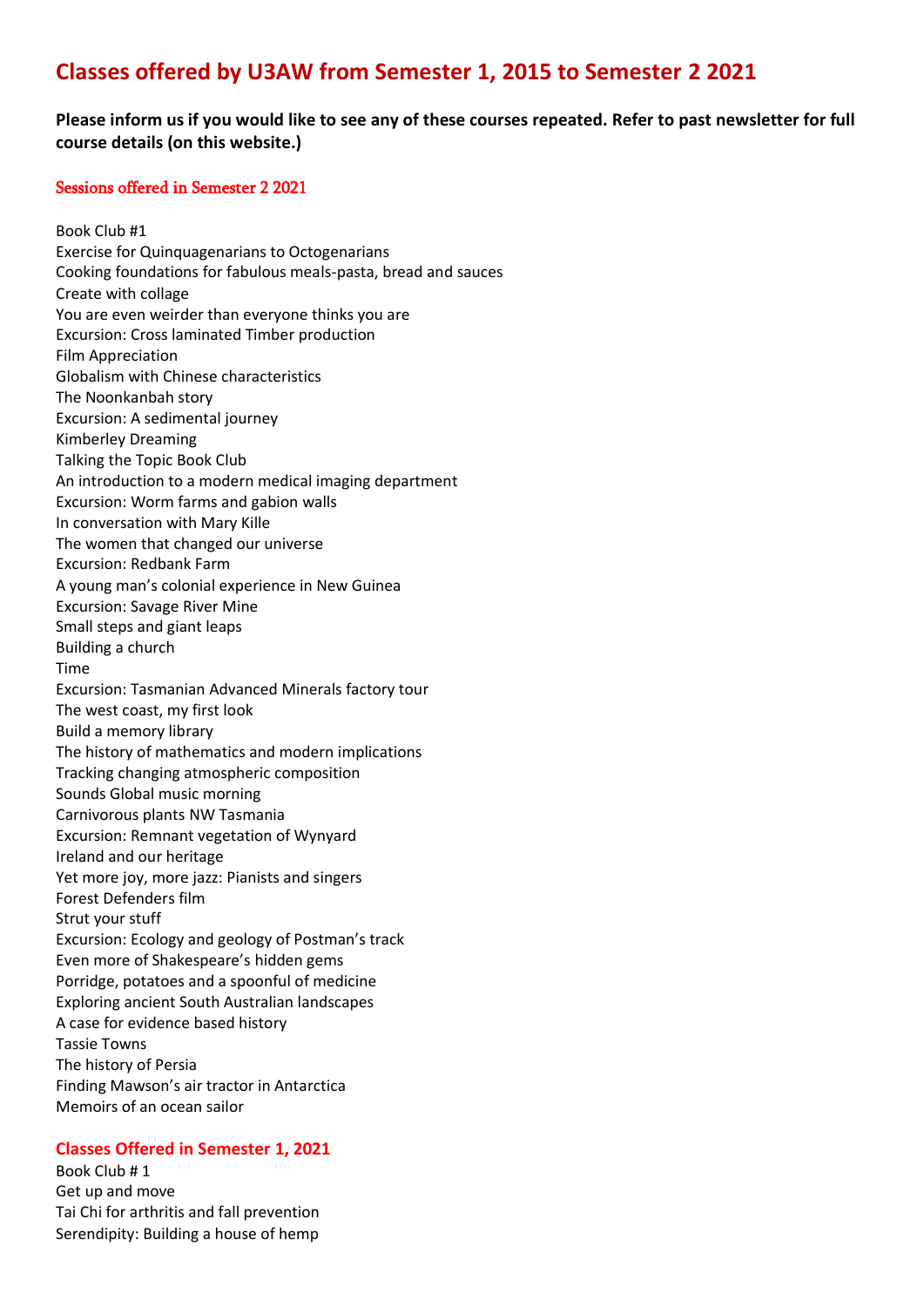# Classes offered by U3AW from Semester 1, 2015 to Semester 2 2021

**Please inform us if you would like to see any of these courses repeated. Refer to past newsletter for full course details (on this website.)**

## Sessions offered in Semester 2 2021

Book Club #1
Exercise for Quinquagenarians to Octogenarians
Cooking foundations for fabulous meals-pasta, bread and sauces
Create with collage
You are even weirder than everyone thinks you are
Excursion: Cross laminated Timber production
Film Appreciation
Globalism with Chinese characteristics
The Noonkanbah story
Excursion: A sedimental journey
Kimberley Dreaming
Talking the Topic Book Club
An introduction to a modern medical imaging department
Excursion: Worm farms and gabion walls
In conversation with Mary Kille
The women that changed our universe
Excursion: Redbank Farm
A young man's colonial experience in New Guinea
Excursion: Savage River Mine
Small steps and giant leaps
Building a church
Time
Excursion: Tasmanian Advanced Minerals factory tour
The west coast, my first look
Build a memory library
The history of mathematics and modern implications
Tracking changing atmospheric composition
Sounds Global music morning
Carnivorous plants NW Tasmania
Excursion: Remnant vegetation of Wynyard
Ireland and our heritage
Yet more joy, more jazz: Pianists and singers
Forest Defenders film
Strut your stuff
Excursion: Ecology and geology of Postman's track
Even more of Shakespeare's hidden gems
Porridge, potatoes and a spoonful of medicine
Exploring ancient South Australian landscapes
A case for evidence based history
Tassie Towns
The history of Persia
Finding Mawson's air tractor in Antarctica
Memoirs of an ocean sailor

## Classes Offered in Semester 1, 2021

Book Club # 1
Get up and move
Tai Chi for arthritis and fall prevention
Serendipity: Building a house of hemp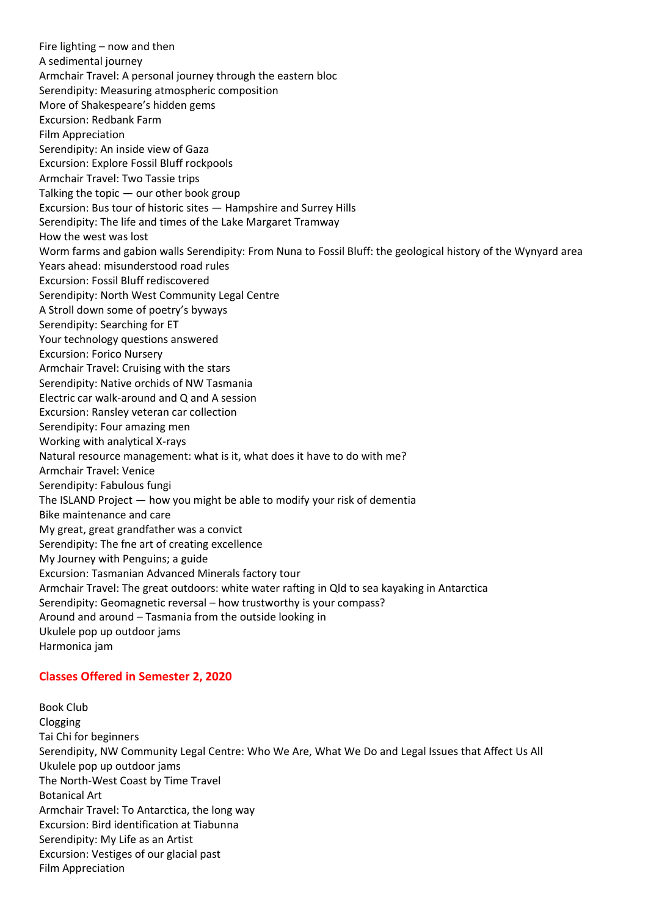Fire lighting – now and then
A sedimental journey
Armchair Travel: A personal journey through the eastern bloc
Serendipity: Measuring atmospheric composition
More of Shakespeare's hidden gems
Excursion: Redbank Farm
Film Appreciation
Serendipity: An inside view of Gaza
Excursion: Explore Fossil Bluff rockpools
Armchair Travel: Two Tassie trips
Talking the topic — our other book group
Excursion: Bus tour of historic sites — Hampshire and Surrey Hills
Serendipity: The life and times of the Lake Margaret Tramway
How the west was lost
Worm farms and gabion walls Serendipity: From Nuna to Fossil Bluff: the geological history of the Wynyard area
Years ahead: misunderstood road rules
Excursion: Fossil Bluff rediscovered
Serendipity: North West Community Legal Centre
A Stroll down some of poetry's byways
Serendipity: Searching for ET
Your technology questions answered
Excursion: Forico Nursery
Armchair Travel: Cruising with the stars
Serendipity: Native orchids of NW Tasmania
Electric car walk-around and Q and A session
Excursion: Ransley veteran car collection
Serendipity: Four amazing men
Working with analytical X-rays
Natural resource management: what is it, what does it have to do with me?
Armchair Travel: Venice
Serendipity: Fabulous fungi
The ISLAND Project — how you might be able to modify your risk of dementia
Bike maintenance and care
My great, great grandfather was a convict
Serendipity: The fne art of creating excellence
My Journey with Penguins; a guide
Excursion: Tasmanian Advanced Minerals factory tour
Armchair Travel: The great outdoors: white water rafting in Qld to sea kayaking in Antarctica
Serendipity: Geomagnetic reversal – how trustworthy is your compass?
Around and around – Tasmania from the outside looking in
Ukulele pop up outdoor jams
Harmonica jam

## Classes Offered in Semester 2, 2020

Book Club
Clogging
Tai Chi for beginners
Serendipity, NW Community Legal Centre: Who We Are, What We Do and Legal Issues that Affect Us All
Ukulele pop up outdoor jams
The North-West Coast by Time Travel
Botanical Art
Armchair Travel: To Antarctica, the long way
Excursion: Bird identification at Tiabunna
Serendipity: My Life as an Artist
Excursion: Vestiges of our glacial past
Film Appreciation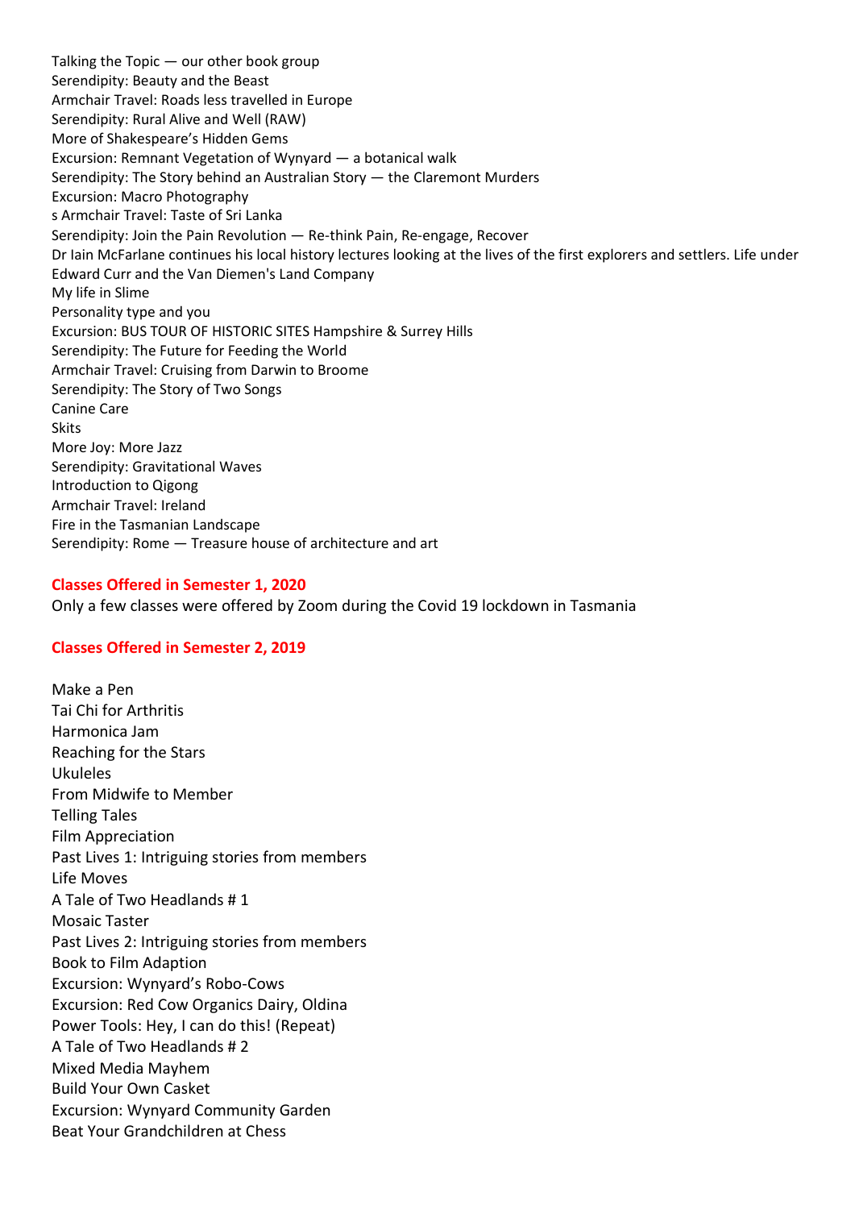Talking the Topic — our other book group
Serendipity: Beauty and the Beast
Armchair Travel: Roads less travelled in Europe
Serendipity: Rural Alive and Well (RAW)
More of Shakespeare's Hidden Gems
Excursion: Remnant Vegetation of Wynyard — a botanical walk
Serendipity: The Story behind an Australian Story — the Claremont Murders
Excursion: Macro Photography
s Armchair Travel: Taste of Sri Lanka
Serendipity: Join the Pain Revolution — Re-think Pain, Re-engage, Recover
Dr Iain McFarlane continues his local history lectures looking at the lives of the first explorers and settlers. Life under Edward Curr and the Van Diemen's Land Company
My life in Slime
Personality type and you
Excursion: BUS TOUR OF HISTORIC SITES Hampshire & Surrey Hills
Serendipity: The Future for Feeding the World
Armchair Travel: Cruising from Darwin to Broome
Serendipity: The Story of Two Songs
Canine Care
Skits
More Joy: More Jazz
Serendipity: Gravitational Waves
Introduction to Qigong
Armchair Travel: Ireland
Fire in the Tasmanian Landscape
Serendipity: Rome — Treasure house of architecture and art

## Classes Offered in Semester 1, 2020

Only a few classes were offered by Zoom during the Covid 19 lockdown in Tasmania

## Classes Offered in Semester 2, 2019

Make a Pen
Tai Chi for Arthritis
Harmonica Jam
Reaching for the Stars
Ukuleles
From Midwife to Member
Telling Tales
Film Appreciation
Past Lives 1: Intriguing stories from members
Life Moves
A Tale of Two Headlands # 1
Mosaic Taster
Past Lives 2: Intriguing stories from members
Book to Film Adaption
Excursion: Wynyard's Robo-Cows
Excursion: Red Cow Organics Dairy, Oldina
Power Tools: Hey, I can do this! (Repeat)
A Tale of Two Headlands # 2
Mixed Media Mayhem
Build Your Own Casket
Excursion: Wynyard Community Garden
Beat Your Grandchildren at Chess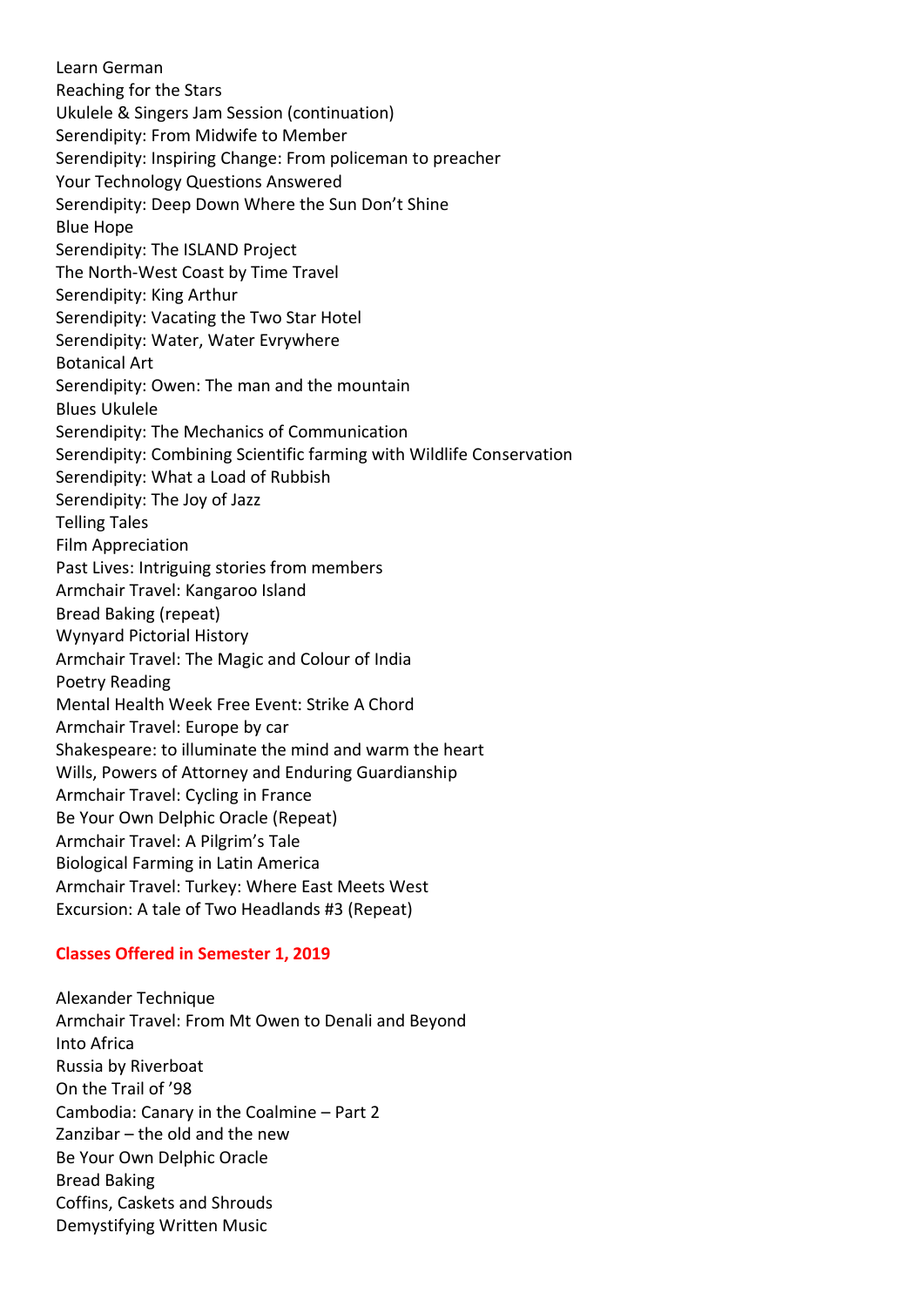Learn German
Reaching for the Stars
Ukulele & Singers Jam Session (continuation)
Serendipity: From Midwife to Member
Serendipity: Inspiring Change: From policeman to preacher
Your Technology Questions Answered
Serendipity: Deep Down Where the Sun Don't Shine
Blue Hope
Serendipity: The ISLAND Project
The North-West Coast by Time Travel
Serendipity: King Arthur
Serendipity: Vacating the Two Star Hotel
Serendipity: Water, Water Evrywhere
Botanical Art
Serendipity: Owen: The man and the mountain
Blues Ukulele
Serendipity: The Mechanics of Communication
Serendipity: Combining Scientific farming with Wildlife Conservation
Serendipity: What a Load of Rubbish
Serendipity: The Joy of Jazz
Telling Tales
Film Appreciation
Past Lives: Intriguing stories from members
Armchair Travel: Kangaroo Island
Bread Baking (repeat)
Wynyard Pictorial History
Armchair Travel: The Magic and Colour of India
Poetry Reading
Mental Health Week Free Event: Strike A Chord
Armchair Travel: Europe by car
Shakespeare: to illuminate the mind and warm the heart
Wills, Powers of Attorney and Enduring Guardianship
Armchair Travel: Cycling in France
Be Your Own Delphic Oracle (Repeat)
Armchair Travel: A Pilgrim's Tale
Biological Farming in Latin America
Armchair Travel: Turkey: Where East Meets West
Excursion: A tale of Two Headlands #3 (Repeat)

**Classes Offered in Semester 1, 2019**

Alexander Technique
Armchair Travel: From Mt Owen to Denali and Beyond
Into Africa
Russia by Riverboat
On the Trail of '98
Cambodia: Canary in the Coalmine – Part 2
Zanzibar – the old and the new
Be Your Own Delphic Oracle
Bread Baking
Coffins, Caskets and Shrouds
Demystifying Written Music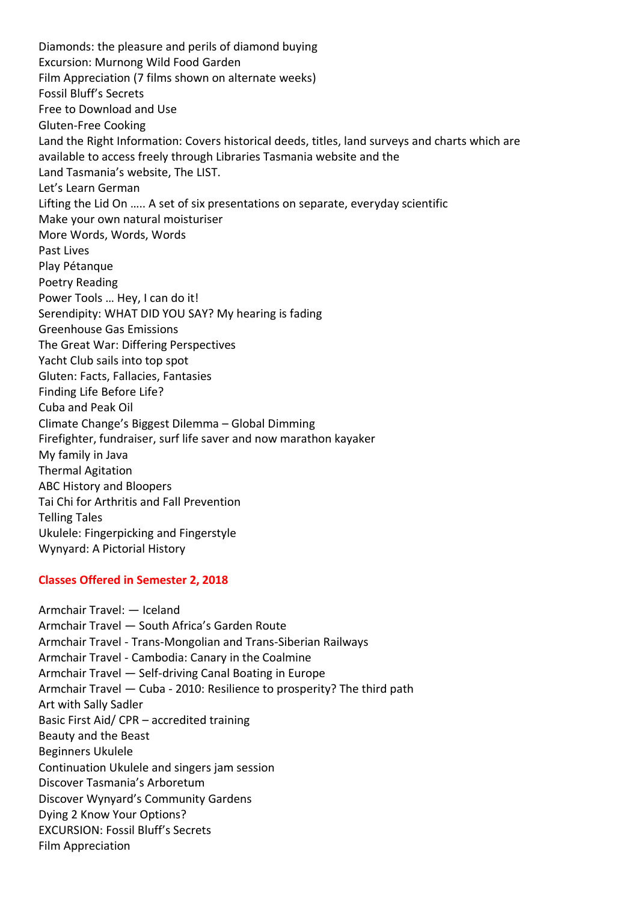Diamonds: the pleasure and perils of diamond buying
Excursion: Murnong Wild Food Garden
Film Appreciation (7 films shown on alternate weeks)
Fossil Bluff's Secrets
Free to Download and Use
Gluten-Free Cooking
Land the Right Information: Covers historical deeds, titles, land surveys and charts which are available to access freely through Libraries Tasmania website and the
Land Tasmania's website, The LIST.
Let's Learn German
Lifting the Lid On ….. A set of six presentations on separate, everyday scientific
Make your own natural moisturiser
More Words, Words, Words
Past Lives
Play Pétanque
Poetry Reading
Power Tools … Hey, I can do it!
Serendipity: WHAT DID YOU SAY? My hearing is fading
Greenhouse Gas Emissions
The Great War: Differing Perspectives
Yacht Club sails into top spot
Gluten: Facts, Fallacies, Fantasies
Finding Life Before Life?
Cuba and Peak Oil
Climate Change's Biggest Dilemma – Global Dimming
Firefighter, fundraiser, surf life saver and now marathon kayaker
My family in Java
Thermal Agitation
ABC History and Bloopers
Tai Chi for Arthritis and Fall Prevention
Telling Tales
Ukulele: Fingerpicking and Fingerstyle
Wynyard: A Pictorial History

**Classes Offered in Semester 2, 2018**

Armchair Travel: — Iceland
Armchair Travel — South Africa's Garden Route
Armchair Travel - Trans-Mongolian and Trans-Siberian Railways
Armchair Travel - Cambodia: Canary in the Coalmine
Armchair Travel — Self-driving Canal Boating in Europe
Armchair Travel — Cuba - 2010: Resilience to prosperity? The third path
Art with Sally Sadler
Basic First Aid/ CPR – accredited training
Beauty and the Beast
Beginners Ukulele
Continuation Ukulele and singers jam session
Discover Tasmania's Arboretum
Discover Wynyard's Community Gardens
Dying 2 Know Your Options?
EXCURSION: Fossil Bluff's Secrets
Film Appreciation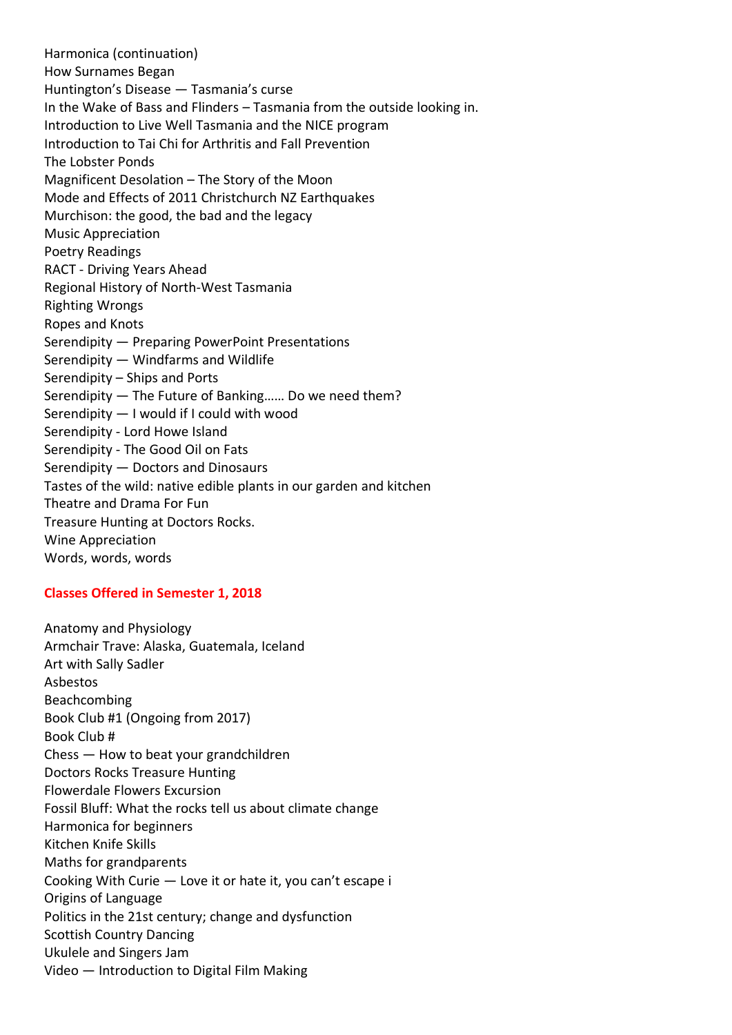Harmonica (continuation)
How Surnames Began
Huntington's Disease — Tasmania's curse
In the Wake of Bass and Flinders – Tasmania from the outside looking in.
Introduction to Live Well Tasmania and the NICE program
Introduction to Tai Chi for Arthritis and Fall Prevention
The Lobster Ponds
Magnificent Desolation – The Story of the Moon
Mode and Effects of 2011 Christchurch NZ Earthquakes
Murchison: the good, the bad and the legacy
Music Appreciation
Poetry Readings
RACT - Driving Years Ahead
Regional History of North-West Tasmania
Righting Wrongs
Ropes and Knots
Serendipity — Preparing PowerPoint Presentations
Serendipity — Windfarms and Wildlife
Serendipity – Ships and Ports
Serendipity — The Future of Banking…… Do we need them?
Serendipity — I would if I could with wood
Serendipity - Lord Howe Island
Serendipity - The Good Oil on Fats
Serendipity — Doctors and Dinosaurs
Tastes of the wild: native edible plants in our garden and kitchen
Theatre and Drama For Fun
Treasure Hunting at Doctors Rocks.
Wine Appreciation
Words, words, words

**Classes Offered in Semester 1, 2018**

Anatomy and Physiology
Armchair Trave: Alaska, Guatemala, Iceland
Art with Sally Sadler
Asbestos
Beachcombing
Book Club #1 (Ongoing from 2017)
Book Club #
Chess — How to beat your grandchildren
Doctors Rocks Treasure Hunting
Flowerdale Flowers Excursion
Fossil Bluff: What the rocks tell us about climate change
Harmonica for beginners
Kitchen Knife Skills
Maths for grandparents
Cooking With Curie — Love it or hate it, you can't escape i
Origins of Language
Politics in the 21st century; change and dysfunction
Scottish Country Dancing
Ukulele and Singers Jam
Video — Introduction to Digital Film Making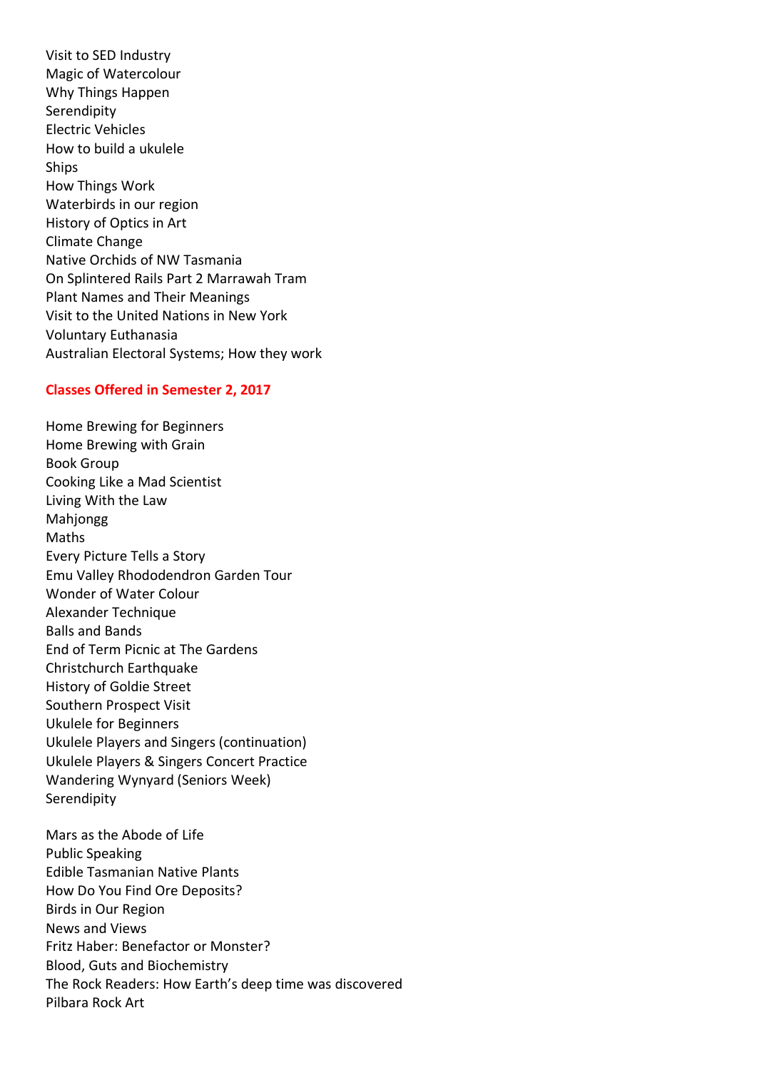Visit to SED Industry
Magic of Watercolour
Why Things Happen
Serendipity
Electric Vehicles
How to build a ukulele
Ships
How Things Work
Waterbirds in our region
History of Optics in Art
Climate Change
Native Orchids of NW Tasmania
On Splintered Rails Part 2 Marrawah Tram
Plant Names and Their Meanings
Visit to the United Nations in New York
Voluntary Euthanasia
Australian Electoral Systems; How they work

**Classes Offered in Semester 2, 2017**

Home Brewing for Beginners
Home Brewing with Grain
Book Group
Cooking Like a Mad Scientist
Living With the Law
Mahjongg
Maths
Every Picture Tells a Story
Emu Valley Rhododendron Garden Tour
Wonder of Water Colour
Alexander Technique
Balls and Bands
End of Term Picnic at The Gardens
Christchurch Earthquake
History of Goldie Street
Southern Prospect Visit
Ukulele for Beginners
Ukulele Players and Singers (continuation)
Ukulele Players & Singers Concert Practice
Wandering Wynyard (Seniors Week)
Serendipity

Mars as the Abode of Life
Public Speaking
Edible Tasmanian Native Plants
How Do You Find Ore Deposits?
Birds in Our Region
News and Views
Fritz Haber: Benefactor or Monster?
Blood, Guts and Biochemistry
The Rock Readers: How Earth's deep time was discovered
Pilbara Rock Art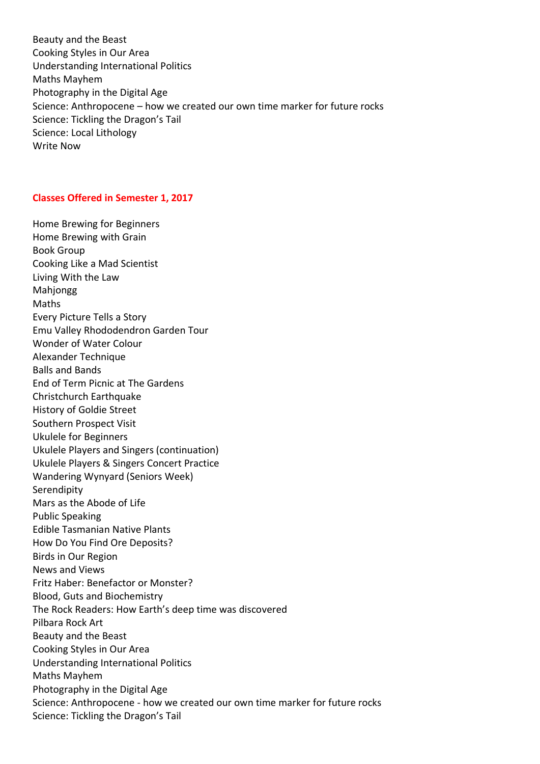Beauty and the Beast
Cooking Styles in Our Area
Understanding International Politics
Maths Mayhem
Photography in the Digital Age
Science: Anthropocene – how we created our own time marker for future rocks
Science: Tickling the Dragon's Tail
Science: Local Lithology
Write Now

**Classes Offered in Semester 1, 2017**

Home Brewing for Beginners
Home Brewing with Grain
Book Group
Cooking Like a Mad Scientist
Living With the Law
Mahjongg
Maths
Every Picture Tells a Story
Emu Valley Rhododendron Garden Tour
Wonder of Water Colour
Alexander Technique
Balls and Bands
End of Term Picnic at The Gardens
Christchurch Earthquake
History of Goldie Street
Southern Prospect Visit
Ukulele for Beginners
Ukulele Players and Singers (continuation)
Ukulele Players & Singers Concert Practice
Wandering Wynyard (Seniors Week)
Serendipity
Mars as the Abode of Life
Public Speaking
Edible Tasmanian Native Plants
How Do You Find Ore Deposits?
Birds in Our Region
News and Views
Fritz Haber: Benefactor or Monster?
Blood, Guts and Biochemistry
The Rock Readers: How Earth's deep time was discovered
Pilbara Rock Art
Beauty and the Beast
Cooking Styles in Our Area
Understanding International Politics
Maths Mayhem
Photography in the Digital Age
Science: Anthropocene - how we created our own time marker for future rocks
Science: Tickling the Dragon's Tail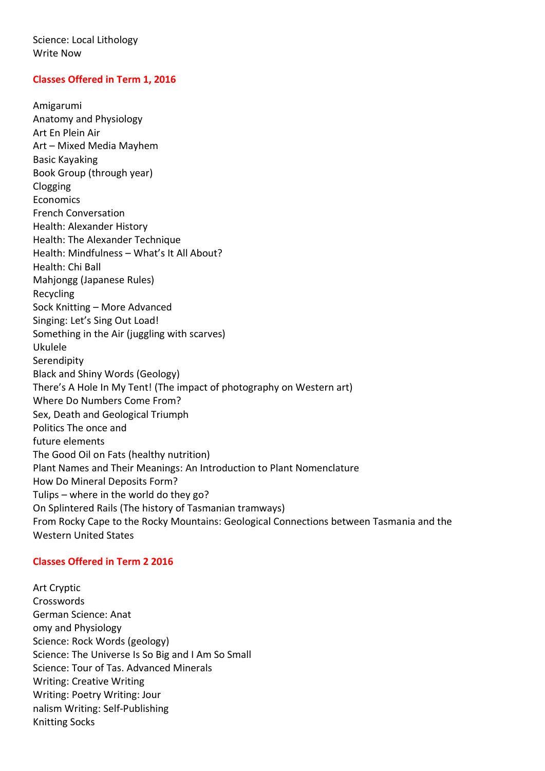Science: Local Lithology
Write Now

## Classes Offered in Term 1, 2016

Amigarumi
Anatomy and Physiology
Art En Plein Air
Art – Mixed Media Mayhem
Basic Kayaking
Book Group (through year)
Clogging
Economics
French Conversation
Health: Alexander History
Health: The Alexander Technique
Health: Mindfulness – What's It All About?
Health: Chi Ball
Mahjongg (Japanese Rules)
Recycling
Sock Knitting – More Advanced
Singing: Let's Sing Out Load!
Something in the Air (juggling with scarves)
Ukulele
Serendipity
Black and Shiny Words (Geology)
There's A Hole In My Tent! (The impact of photography on Western art)
Where Do Numbers Come From?
Sex, Death and Geological Triumph
Politics The once and
future elements
The Good Oil on Fats (healthy nutrition)
Plant Names and Their Meanings: An Introduction to Plant Nomenclature
How Do Mineral Deposits Form?
Tulips – where in the world do they go?
On Splintered Rails (The history of Tasmanian tramways)
From Rocky Cape to the Rocky Mountains: Geological Connections between Tasmania and the Western United States

## Classes Offered in Term 2 2016

Art Cryptic
Crosswords
German Science: Anat
omy and Physiology
Science: Rock Words (geology)
Science: The Universe Is So Big and I Am So Small
Science: Tour of Tas. Advanced Minerals
Writing: Creative Writing
Writing: Poetry Writing: Jour
nalism Writing: Self-Publishing
Knitting Socks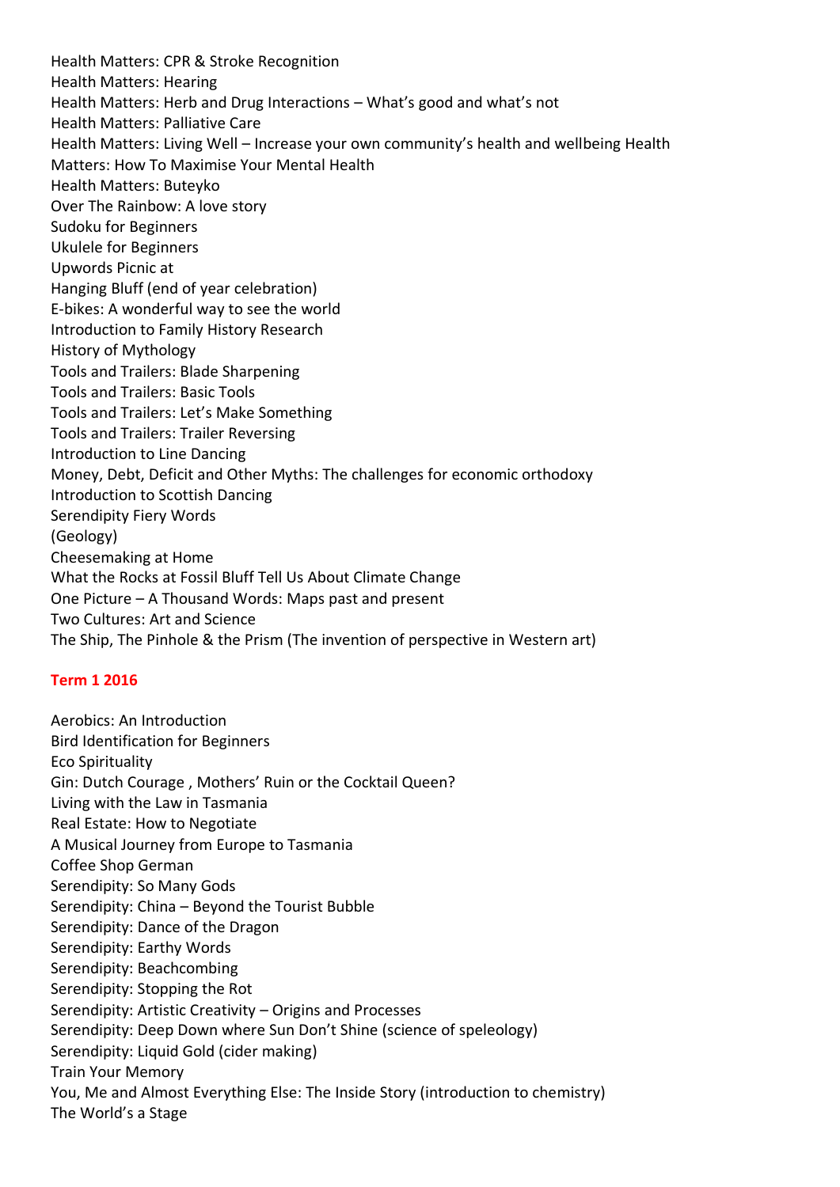Health Matters: CPR & Stroke Recognition
Health Matters: Hearing
Health Matters: Herb and Drug Interactions – What's good and what's not
Health Matters: Palliative Care
Health Matters: Living Well – Increase your own community's health and wellbeing Health
Matters: How To Maximise Your Mental Health
Health Matters: Buteyko
Over The Rainbow: A love story
Sudoku for Beginners
Ukulele for Beginners
Upwords Picnic at
Hanging Bluff (end of year celebration)
E-bikes: A wonderful way to see the world
Introduction to Family History Research
History of Mythology
Tools and Trailers: Blade Sharpening
Tools and Trailers: Basic Tools
Tools and Trailers: Let's Make Something
Tools and Trailers: Trailer Reversing
Introduction to Line Dancing
Money, Debt, Deficit and Other Myths: The challenges for economic orthodoxy
Introduction to Scottish Dancing
Serendipity Fiery Words
(Geology)
Cheesemaking at Home
What the Rocks at Fossil Bluff Tell Us About Climate Change
One Picture – A Thousand Words: Maps past and present
Two Cultures: Art and Science
The Ship, The Pinhole & the Prism (The invention of perspective in Western art)

**Term 1 2016**

Aerobics: An Introduction
Bird Identification for Beginners
Eco Spirituality
Gin: Dutch Courage , Mothers' Ruin or the Cocktail Queen?
Living with the Law in Tasmania
Real Estate: How to Negotiate
A Musical Journey from Europe to Tasmania
Coffee Shop German
Serendipity: So Many Gods
Serendipity: China – Beyond the Tourist Bubble
Serendipity: Dance of the Dragon
Serendipity: Earthy Words
Serendipity: Beachcombing
Serendipity: Stopping the Rot
Serendipity: Artistic Creativity – Origins and Processes
Serendipity: Deep Down where Sun Don't Shine (science of speleology)
Serendipity: Liquid Gold (cider making)
Train Your Memory
You, Me and Almost Everything Else: The Inside Story (introduction to chemistry)
The World's a Stage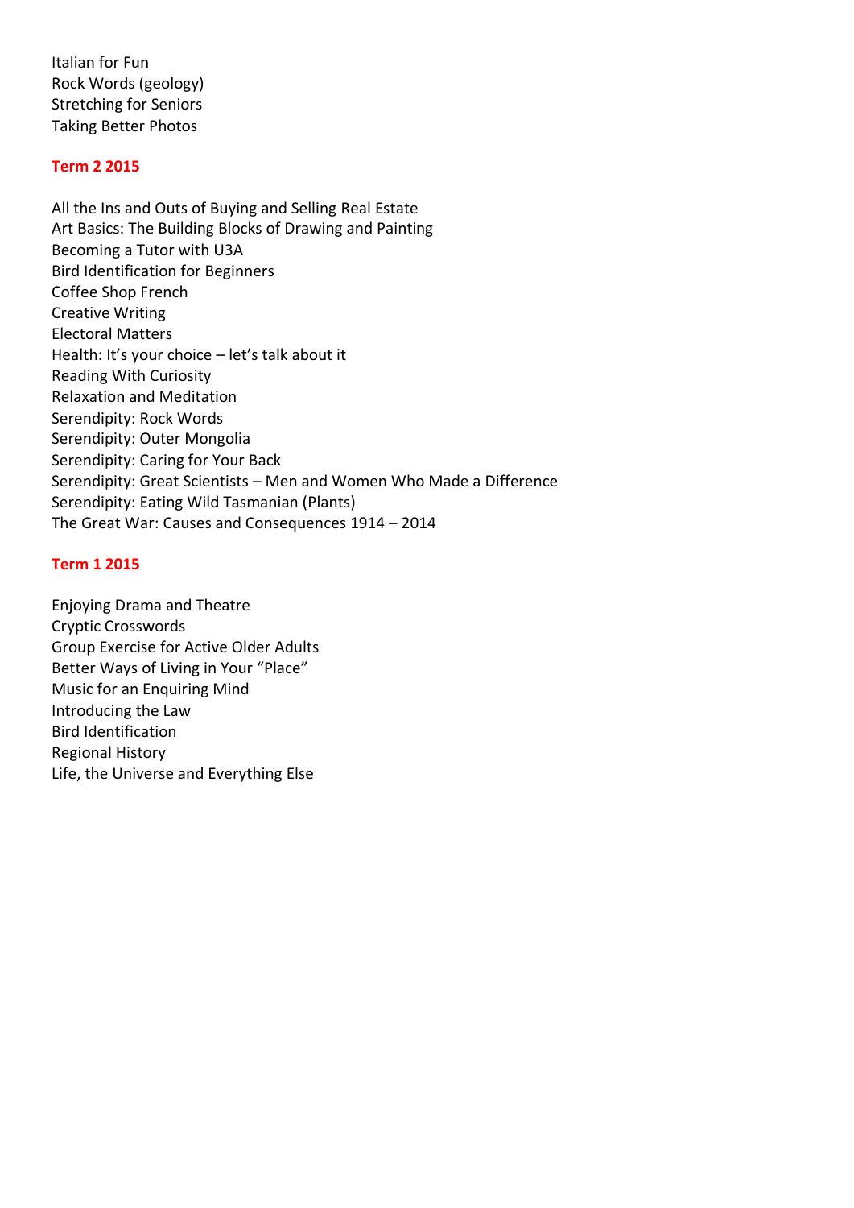Italian for Fun
Rock Words (geology)
Stretching for Seniors
Taking Better Photos

## Term 2 2015

All the Ins and Outs of Buying and Selling Real Estate
Art Basics: The Building Blocks of Drawing and Painting
Becoming a Tutor with U3A
Bird Identification for Beginners
Coffee Shop French
Creative Writing
Electoral Matters
Health: It's your choice – let's talk about it
Reading With Curiosity
Relaxation and Meditation
Serendipity: Rock Words
Serendipity: Outer Mongolia
Serendipity: Caring for Your Back
Serendipity: Great Scientists – Men and Women Who Made a Difference
Serendipity: Eating Wild Tasmanian (Plants)
The Great War: Causes and Consequences 1914 – 2014

## Term 1 2015

Enjoying Drama and Theatre
Cryptic Crosswords
Group Exercise for Active Older Adults
Better Ways of Living in Your "Place"
Music for an Enquiring Mind
Introducing the Law
Bird Identification
Regional History
Life, the Universe and Everything Else